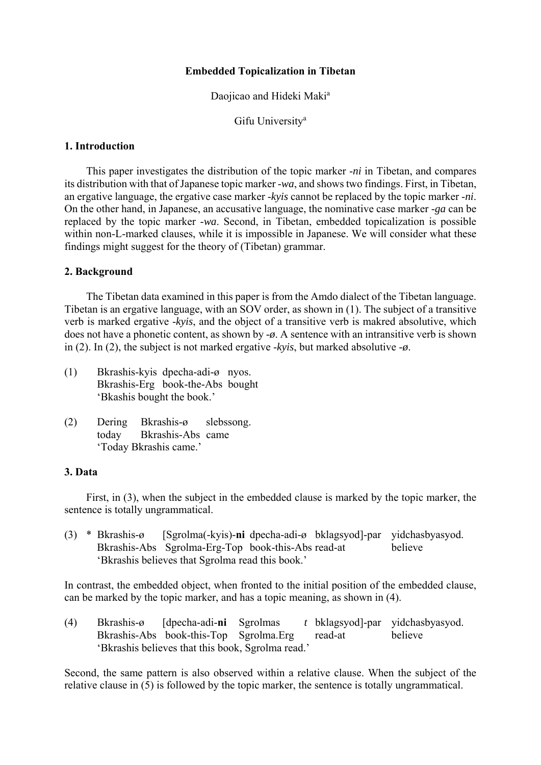**Embedded Topicalization in Tibetan**

Daojicao and Hideki Maki[a]

Gifu University[a]

## 1. Introduction

This paper investigates the distribution of the topic marker *-ni* in Tibetan, and compares its distribution with that of Japanese topic marker *-wa*, and shows two findings. First, in Tibetan, an ergative language, the ergative case marker *-kyis* cannot be replaced by the topic marker *-ni*. On the other hand, in Japanese, an accusative language, the nominative case marker *-ga* can be replaced by the topic marker *-wa*. Second, in Tibetan, embedded topicalization is possible within non-L-marked clauses, while it is impossible in Japanese. We will consider what these findings might suggest for the theory of (Tibetan) grammar.

## 2. Background

The Tibetan data examined in this paper is from the Amdo dialect of the Tibetan language. Tibetan is an ergative language, with an SOV order, as shown in (1). The subject of a transitive verb is marked ergative *-kyis*, and the object of a transitive verb is makred absolutive, which does not have a phonetic content, as shown by *-ø*. A sentence with an intransitive verb is shown in (2). In (2), the subject is not marked ergative *-kyis*, but marked absolutive *-ø*.

(1) Bkrashis-kyis dpecha-adi-ø nyos.
  Bkrashis-Erg book-the-Abs bought
  'Bkashis bought the book.'

(2) Dering Bkrashis-ø slebssong.
  today Bkrashis-Abs came
  'Today Bkrashis came.'

## 3. Data

First, in (3), when the subject in the embedded clause is marked by the topic marker, the sentence is totally ungrammatical.

(3) \* Bkrashis-ø [Sgrolma(-kyis)-**ni** dpecha-adi-ø bklagsyod]-par yidchasbyasyod.
  Bkrashis-Abs Sgrolma-Erg-Top book-this-Abs read-at believe
  'Bkrashis believes that Sgrolma read this book.'

In contrast, the embedded object, when fronted to the initial position of the embedded clause, can be marked by the topic marker, and has a topic meaning, as shown in (4).

(4) Bkrashis-ø [dpecha-adi-**ni** Sgrolmas *t* bklagsyod]-par yidchasbyasyod.
  Bkrashis-Abs book-this-Top Sgrolma.Erg read-at believe
  'Bkrashis believes that this book, Sgrolma read.'

Second, the same pattern is also observed within a relative clause. When the subject of the relative clause in (5) is followed by the topic marker, the sentence is totally ungrammatical.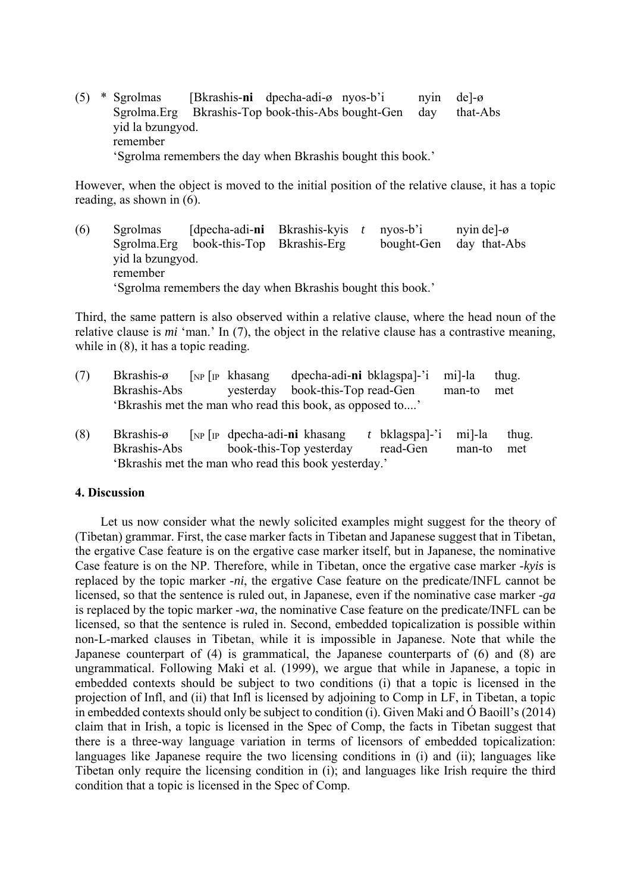(5) * Sgrolmas [Bkrashis-**ni** dpecha-adi-ø nyos-b'i nyin de]-ø
Sgrolma.Erg Bkrashis-Top book-this-Abs bought-Gen day that-Abs
yid la bzungyod.
remember
'Sgrolma remembers the day when Bkrashis bought this book.'

However, when the object is moved to the initial position of the relative clause, it has a topic reading, as shown in (6).

(6) Sgrolmas [dpecha-adi-**ni** Bkrashis-kyis *t* nyos-b'i nyin de]-ø
Sgrolma.Erg book-this-Top Bkrashis-Erg bought-Gen day that-Abs
yid la bzungyod.
remember
'Sgrolma remembers the day when Bkrashis bought this book.'

Third, the same pattern is also observed within a relative clause, where the head noun of the relative clause is *mi* 'man.' In (7), the object in the relative clause has a contrastive meaning, while in (8), it has a topic reading.

(7) Bkrashis-ø [$_{NP}$ [$_{IP}$ khasang dpecha-adi-**ni** bklagspa]-'i mi]-la thug.
Bkrashis-Abs yesterday book-this-Top read-Gen man-to met
'Bkrashis met the man who read this book, as opposed to....'

(8) Bkrashis-ø [$_{NP}$ [$_{IP}$ dpecha-adi-**ni** khasang *t* bklagspa]-'i mi]-la thug.
Bkrashis-Abs book-this-Top yesterday read-Gen man-to met
'Bkrashis met the man who read this book yesterday.'

## 4. Discussion

Let us now consider what the newly solicited examples might suggest for the theory of (Tibetan) grammar. First, the case marker facts in Tibetan and Japanese suggest that in Tibetan, the ergative Case feature is on the ergative case marker itself, but in Japanese, the nominative Case feature is on the NP. Therefore, while in Tibetan, once the ergative case marker *-kyis* is replaced by the topic marker *-ni*, the ergative Case feature on the predicate/INFL cannot be licensed, so that the sentence is ruled out, in Japanese, even if the nominative case marker *-ga* is replaced by the topic marker *-wa*, the nominative Case feature on the predicate/INFL can be licensed, so that the sentence is ruled in. Second, embedded topicalization is possible within non-L-marked clauses in Tibetan, while it is impossible in Japanese. Note that while the Japanese counterpart of (4) is grammatical, the Japanese counterparts of (6) and (8) are ungrammatical. Following Maki et al. (1999), we argue that while in Japanese, a topic in embedded contexts should be subject to two conditions (i) that a topic is licensed in the projection of Infl, and (ii) that Infl is licensed by adjoining to Comp in LF, in Tibetan, a topic in embedded contexts should only be subject to condition (i). Given Maki and Ó Baoill's (2014) claim that in Irish, a topic is licensed in the Spec of Comp, the facts in Tibetan suggest that there is a three-way language variation in terms of licensors of embedded topicalization: languages like Japanese require the two licensing conditions in (i) and (ii); languages like Tibetan only require the licensing condition in (i); and languages like Irish require the third condition that a topic is licensed in the Spec of Comp.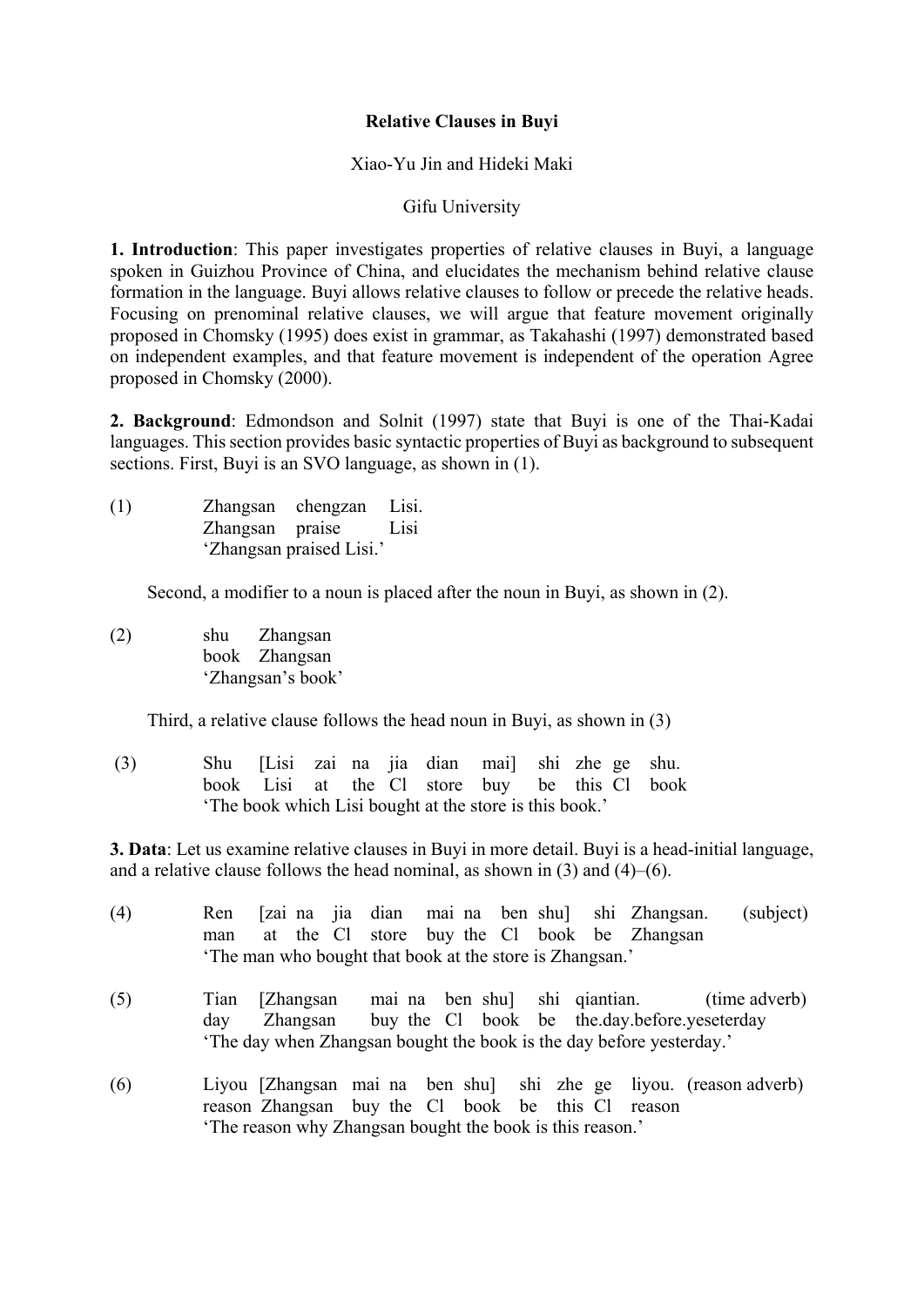**Relative Clauses in Buyi**

Xiao-Yu Jin and Hideki Maki

Gifu University

**1. Introduction**: This paper investigates properties of relative clauses in Buyi, a language spoken in Guizhou Province of China, and elucidates the mechanism behind relative clause formation in the language. Buyi allows relative clauses to follow or precede the relative heads. Focusing on prenominal relative clauses, we will argue that feature movement originally proposed in Chomsky (1995) does exist in grammar, as Takahashi (1997) demonstrated based on independent examples, and that feature movement is independent of the operation Agree proposed in Chomsky (2000).

**2. Background**: Edmondson and Solnit (1997) state that Buyi is one of the Thai-Kadai languages. This section provides basic syntactic properties of Buyi as background to subsequent sections. First, Buyi is an SVO language, as shown in (1).

```
(1)   Zhangsan  chengzan  Lisi.
      Zhangsan  praise    Lisi
      'Zhangsan praised Lisi.'
```

Second, a modifier to a noun is placed after the noun in Buyi, as shown in (2).

```
(2)   shu   Zhangsan
      book  Zhangsan
      'Zhangsan's book'
```

Third, a relative clause follows the head noun in Buyi, as shown in (3)

```
(3)   Shu   [Lisi  zai  na   jia  dian   mai]  shi  zhe  ge  shu.
      book  Lisi   at   the  Cl   store  buy   be   this Cl  book
      'The book which Lisi bought at the store is this book.'
```

**3. Data**: Let us examine relative clauses in Buyi in more detail. Buyi is a head-initial language, and a relative clause follows the head nominal, as shown in (3) and (4)–(6).

```
(4)   Ren  [zai  na   jia  dian   mai  na   ben  shu]  shi  Zhangsan.   (subject)
      man   at   the  Cl   store  buy  the  Cl   book  be   Zhangsan
      'The man who bought that book at the store is Zhangsan.'

(5)   Tian  [Zhangsan  mai  na   ben  shu]  shi  qiantian.             (time adverb)
      day    Zhangsan  buy  the  Cl   book  be   the.day.before.yeseterday
      'The day when Zhangsan bought the book is the day before yesterday.'

(6)   Liyou   [Zhangsan  mai  na   ben  shu]  shi  zhe  ge  liyou.  (reason adverb)
      reason   Zhangsan  buy  the  Cl   book  be   this Cl  reason
      'The reason why Zhangsan bought the book is this reason.'
```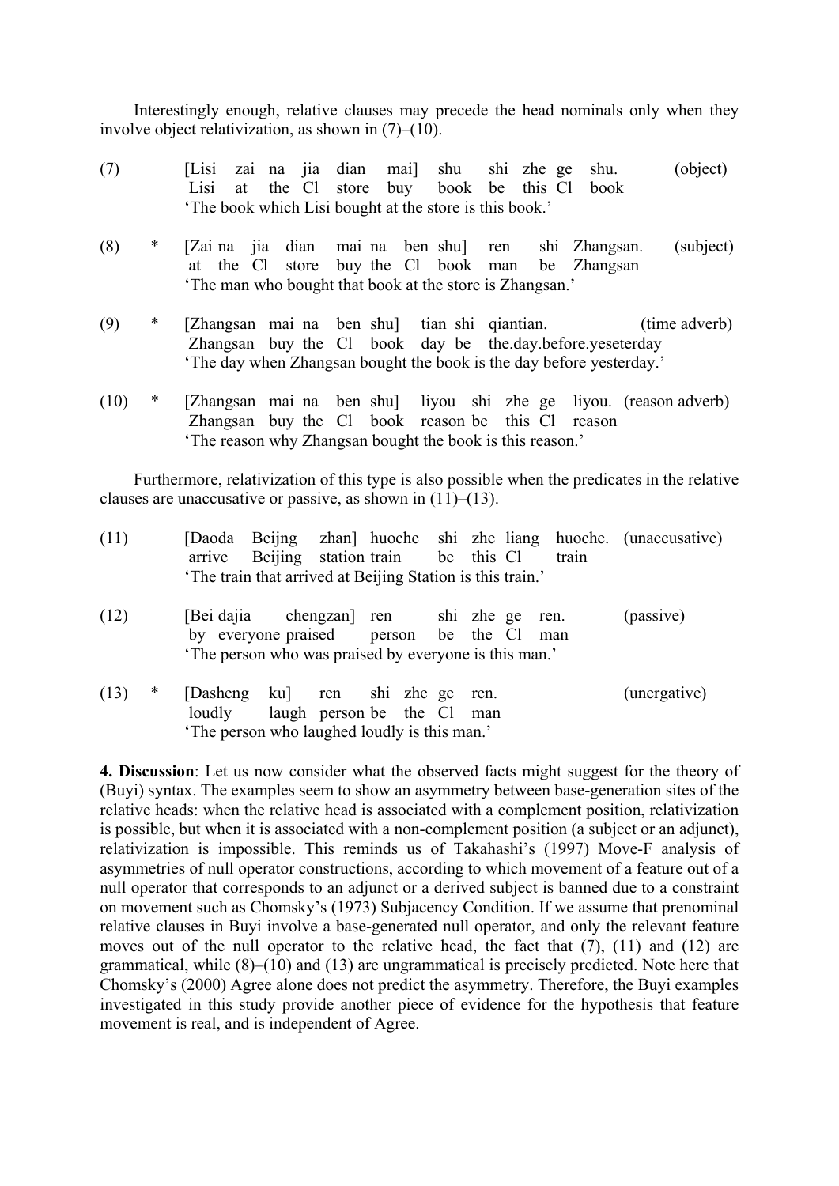Interestingly enough, relative clauses may precede the head nominals only when they involve object relativization, as shown in (7)–(10).

(7) [Lisi zai na jia dian mai] shu shi zhe ge shu. (object)
  Lisi at the Cl store buy book be this Cl book
  'The book which Lisi bought at the store is this book.'

(8) * [Zai na jia dian mai na ben shu] ren shi Zhangsan. (subject)
  at the Cl store buy the Cl book man be Zhangsan
  'The man who bought that book at the store is Zhangsan.'

(9) * [Zhangsan mai na ben shu] tian shi qiantian. (time adverb)
  Zhangsan buy the Cl book day be the.day.before.yeseterday
  'The day when Zhangsan bought the book is the day before yesterday.'

(10) * [Zhangsan mai na ben shu] liyou shi zhe ge liyou. (reason adverb)
  Zhangsan buy the Cl book reason be this Cl reason
  'The reason why Zhangsan bought the book is this reason.'

Furthermore, relativization of this type is also possible when the predicates in the relative clauses are unaccusative or passive, as shown in (11)–(13).

(11) [Daoda Beijng zhan] huoche shi zhe liang huoche. (unaccusative)
  arrive Beijing station train be this Cl train
  'The train that arrived at Beijing Station is this train.'

(12) [Bei dajia chengzan] ren shi zhe ge ren. (passive)
  by everyone praised person be the Cl man
  'The person who was praised by everyone is this man.'

(13) * [Dasheng ku] ren shi zhe ge ren. (unergative)
  loudly laugh person be the Cl man
  'The person who laughed loudly is this man.'

**4. Discussion**: Let us now consider what the observed facts might suggest for the theory of (Buyi) syntax. The examples seem to show an asymmetry between base-generation sites of the relative heads: when the relative head is associated with a complement position, relativization is possible, but when it is associated with a non-complement position (a subject or an adjunct), relativization is impossible. This reminds us of Takahashi's (1997) Move-F analysis of asymmetries of null operator constructions, according to which movement of a feature out of a null operator that corresponds to an adjunct or a derived subject is banned due to a constraint on movement such as Chomsky's (1973) Subjacency Condition. If we assume that prenominal relative clauses in Buyi involve a base-generated null operator, and only the relevant feature moves out of the null operator to the relative head, the fact that (7), (11) and (12) are grammatical, while (8)–(10) and (13) are ungrammatical is precisely predicted. Note here that Chomsky's (2000) Agree alone does not predict the asymmetry. Therefore, the Buyi examples investigated in this study provide another piece of evidence for the hypothesis that feature movement is real, and is independent of Agree.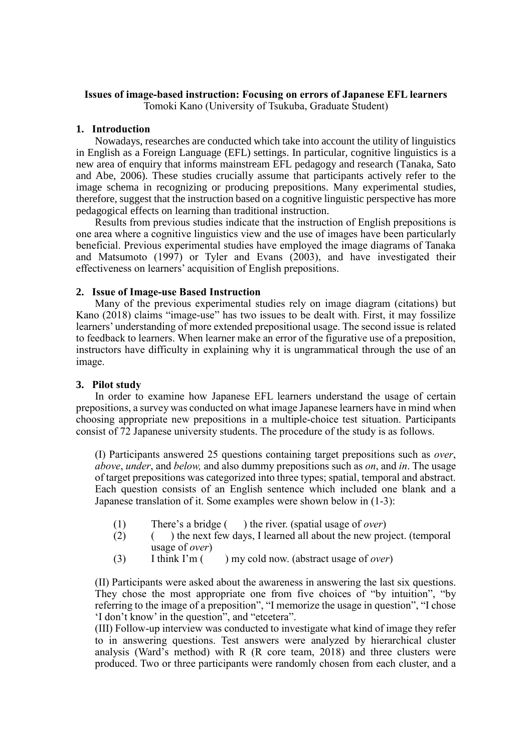**Issues of image-based instruction: Focusing on errors of Japanese EFL learners**
Tomoki Kano (University of Tsukuba, Graduate Student)

## 1. Introduction

Nowadays, researches are conducted which take into account the utility of linguistics in English as a Foreign Language (EFL) settings. In particular, cognitive linguistics is a new area of enquiry that informs mainstream EFL pedagogy and research (Tanaka, Sato and Abe, 2006). These studies crucially assume that participants actively refer to the image schema in recognizing or producing prepositions. Many experimental studies, therefore, suggest that the instruction based on a cognitive linguistic perspective has more pedagogical effects on learning than traditional instruction.

Results from previous studies indicate that the instruction of English prepositions is one area where a cognitive linguistics view and the use of images have been particularly beneficial. Previous experimental studies have employed the image diagrams of Tanaka and Matsumoto (1997) or Tyler and Evans (2003), and have investigated their effectiveness on learners' acquisition of English prepositions.

## 2. Issue of Image-use Based Instruction

Many of the previous experimental studies rely on image diagram (citations) but Kano (2018) claims "image-use" has two issues to be dealt with. First, it may fossilize learners' understanding of more extended prepositional usage. The second issue is related to feedback to learners. When learner make an error of the figurative use of a preposition, instructors have difficulty in explaining why it is ungrammatical through the use of an image.

## 3. Pilot study

In order to examine how Japanese EFL learners understand the usage of certain prepositions, a survey was conducted on what image Japanese learners have in mind when choosing appropriate new prepositions in a multiple-choice test situation. Participants consist of 72 Japanese university students. The procedure of the study is as follows.

(I) Participants answered 25 questions containing target prepositions such as *over*, *above*, *under*, and *below,* and also dummy prepositions such as *on*, and *in*. The usage of target prepositions was categorized into three types; spatial, temporal and abstract. Each question consists of an English sentence which included one blank and a Japanese translation of it. Some examples were shown below in (1-3):

(1) There's a bridge (  ) the river. (spatial usage of *over*)
(2) (  ) the next few days, I learned all about the new project. (temporal usage of *over*)
(3) I think I'm (  ) my cold now. (abstract usage of *over*)

(II) Participants were asked about the awareness in answering the last six questions. They chose the most appropriate one from five choices of "by intuition", "by referring to the image of a preposition", "I memorize the usage in question", "I chose 'I don't know' in the question", and "etcetera".

(III) Follow-up interview was conducted to investigate what kind of image they refer to in answering questions. Test answers were analyzed by hierarchical cluster analysis (Ward's method) with R (R core team, 2018) and three clusters were produced. Two or three participants were randomly chosen from each cluster, and a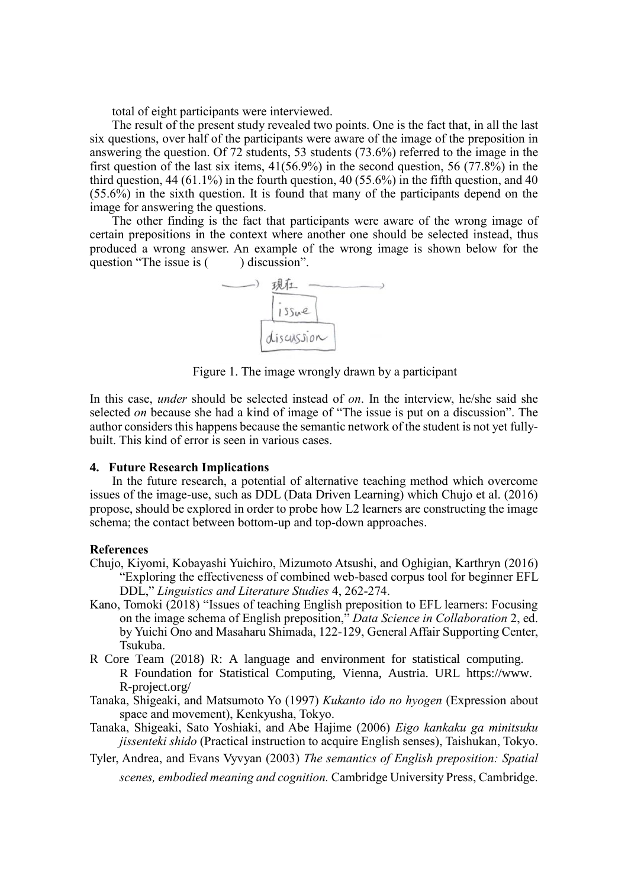total of eight participants were interviewed.

The result of the present study revealed two points. One is the fact that, in all the last six questions, over half of the participants were aware of the image of the preposition in answering the question. Of 72 students, 53 students (73.6%) referred to the image in the first question of the last six items, 41(56.9%) in the second question, 56 (77.8%) in the third question, 44 (61.1%) in the fourth question, 40 (55.6%) in the fifth question, and 40 (55.6%) in the sixth question. It is found that many of the participants depend on the image for answering the questions.

The other finding is the fact that participants were aware of the wrong image of certain prepositions in the context where another one should be selected instead, thus produced a wrong answer. An example of the wrong image is shown below for the question "The issue is (     ) discussion".

Figure 1. The image wrongly drawn by a participant

In this case, *under* should be selected instead of *on*. In the interview, he/she said she selected *on* because she had a kind of image of "The issue is put on a discussion". The author considers this happens because the semantic network of the student is not yet fully-built. This kind of error is seen in various cases.

## 4. Future Research Implications

In the future research, a potential of alternative teaching method which overcome issues of the image-use, such as DDL (Data Driven Learning) which Chujo et al. (2016) propose, should be explored in order to probe how L2 learners are constructing the image schema; the contact between bottom-up and top-down approaches.

## References

Chujo, Kiyomi, Kobayashi Yuichiro, Mizumoto Atsushi, and Oghigian, Karthryn (2016) "Exploring the effectiveness of combined web-based corpus tool for beginner EFL DDL," *Linguistics and Literature Studies* 4, 262-274.

Kano, Tomoki (2018) "Issues of teaching English preposition to EFL learners: Focusing on the image schema of English preposition," *Data Science in Collaboration* 2, ed. by Yuichi Ono and Masaharu Shimada, 122-129, General Affair Supporting Center, Tsukuba.

R Core Team (2018) R: A language and environment for statistical computing. R Foundation for Statistical Computing, Vienna, Austria. URL https://www.R-project.org/

Tanaka, Shigeaki, and Matsumoto Yo (1997) *Kukanto ido no hyogen* (Expression about space and movement), Kenkyusha, Tokyo.

Tanaka, Shigeaki, Sato Yoshiaki, and Abe Hajime (2006) *Eigo kankaku ga minitsuku jissenteki shido* (Practical instruction to acquire English senses), Taishukan, Tokyo.

Tyler, Andrea, and Evans Vyvyan (2003) *The semantics of English preposition: Spatial scenes, embodied meaning and cognition.* Cambridge University Press, Cambridge.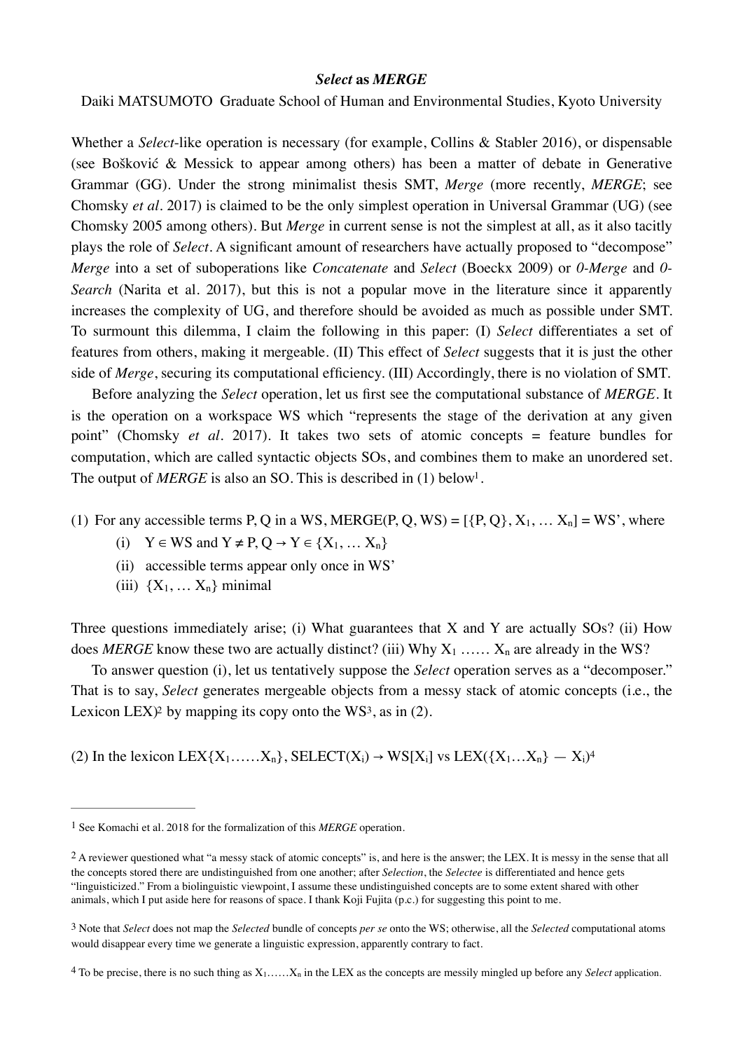### *Select* as *MERGE*

Daiki MATSUMOTO Graduate School of Human and Environmental Studies, Kyoto University

Whether a *Select*-like operation is necessary (for example, Collins & Stabler 2016), or dispensable (see Bošković & Messick to appear among others) has been a matter of debate in Generative Grammar (GG). Under the strong minimalist thesis SMT, *Merge* (more recently, *MERGE*; see Chomsky *et al*. 2017) is claimed to be the only simplest operation in Universal Grammar (UG) (see Chomsky 2005 among others). But *Merge* in current sense is not the simplest at all, as it also tacitly plays the role of *Select*. A significant amount of researchers have actually proposed to "decompose" *Merge* into a set of suboperations like *Concatenate* and *Select* (Boeckx 2009) or *0-Merge* and *0-Search* (Narita et al. 2017), but this is not a popular move in the literature since it apparently increases the complexity of UG, and therefore should be avoided as much as possible under SMT. To surmount this dilemma, I claim the following in this paper: (I) *Select* differentiates a set of features from others, making it mergeable. (II) This effect of *Select* suggests that it is just the other side of *Merge*, securing its computational efficiency. (III) Accordingly, there is no violation of SMT.

Before analyzing the *Select* operation, let us first see the computational substance of *MERGE*. It is the operation on a workspace WS which "represents the stage of the derivation at any given point" (Chomsky *et al*. 2017). It takes two sets of atomic concepts = feature bundles for computation, which are called syntactic objects SOs, and combines them to make an unordered set. The output of *MERGE* is also an SO. This is described in (1) below[1].

(1) For any accessible terms P, Q in a WS, MERGE(P, Q, WS) = $[\{P, Q\}, X_1, \ldots X_n]$ = WS', where

- (i) $Y \in WS$ and $Y \neq P, Q \rightarrow Y \in \{X_1, \ldots X_n\}$
- (ii) accessible terms appear only once in WS'
- (iii) $\{X_1, \ldots X_n\}$ minimal

Three questions immediately arise; (i) What guarantees that X and Y are actually SOs? (ii) How does *MERGE* know these two are actually distinct? (iii) Why $X_1 \ldots\ldots X_n$ are already in the WS?

To answer question (i), let us tentatively suppose the *Select* operation serves as a "decomposer." That is to say, *Select* generates mergeable objects from a messy stack of atomic concepts (i.e., the Lexicon LEX)[2] by mapping its copy onto the WS[3], as in (2).

(2) In the lexicon LEX$\{X_1 \ldots\ldots X_n\}$, SELECT$(X_i) \rightarrow$ WS$[X_i]$ vs LEX$(\{X_1 \ldots X_n\} - X_i)$[4]

---

[1] See Komachi et al. 2018 for the formalization of this *MERGE* operation.

[2] A reviewer questioned what "a messy stack of atomic concepts" is, and here is the answer; the LEX. It is messy in the sense that all the concepts stored there are undistinguished from one another; after *Selection*, the *Selectee* is differentiated and hence gets "linguisticized." From a biolinguistic viewpoint, I assume these undistinguished concepts are to some extent shared with other animals, which I put aside here for reasons of space. I thank Koji Fujita (p.c.) for suggesting this point to me.

[3] Note that *Select* does not map the *Selected* bundle of concepts *per se* onto the WS; otherwise, all the *Selected* computational atoms would disappear every time we generate a linguistic expression, apparently contrary to fact.

[4] To be precise, there is no such thing as $X_1 \ldots\ldots X_n$ in the LEX as the concepts are messily mingled up before any *Select* application.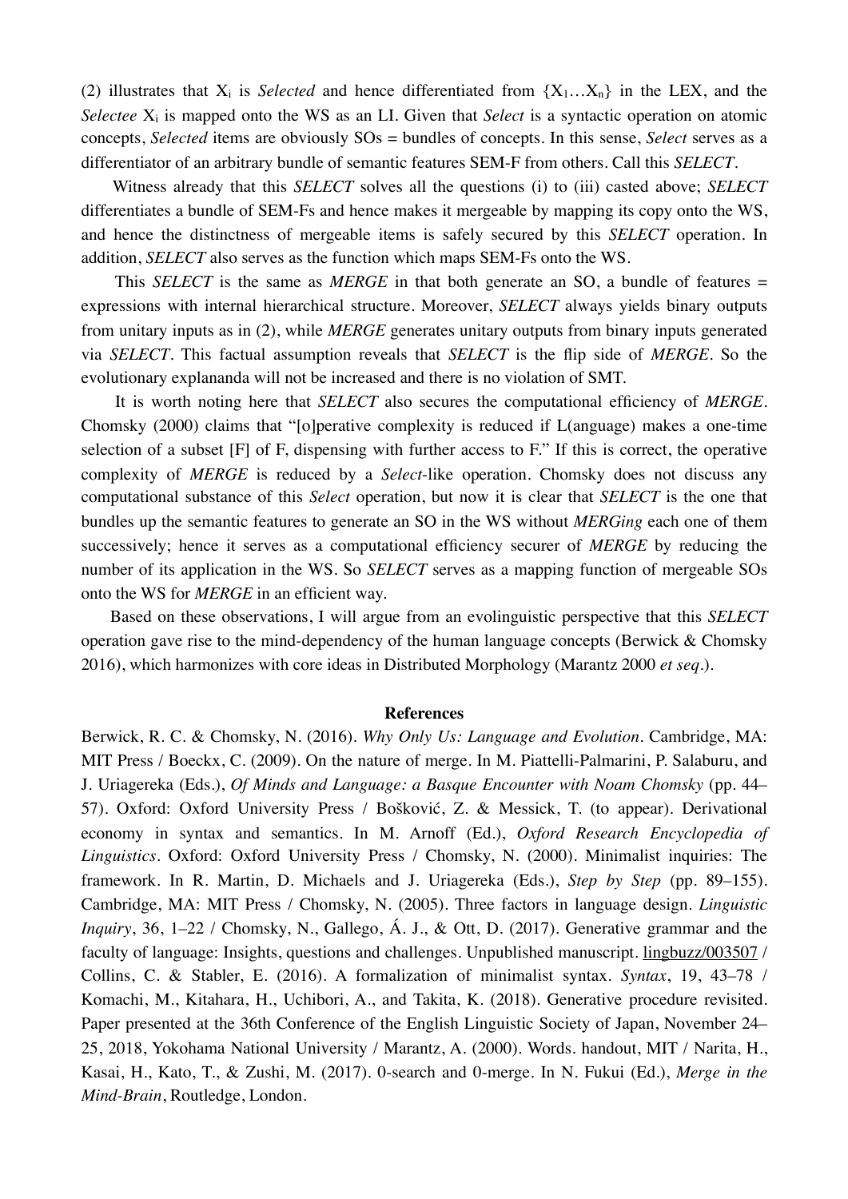(2) illustrates that $X_i$ is *Selected* and hence differentiated from $\{X_1 \ldots X_n\}$ in the LEX, and the *Selectee* $X_i$ is mapped onto the WS as an LI. Given that *Select* is a syntactic operation on atomic concepts, *Selected* items are obviously SOs = bundles of concepts. In this sense, *Select* serves as a differentiator of an arbitrary bundle of semantic features SEM-F from others. Call this *SELECT*.

Witness already that this *SELECT* solves all the questions (i) to (iii) casted above; *SELECT* differentiates a bundle of SEM-Fs and hence makes it mergeable by mapping its copy onto the WS, and hence the distinctness of mergeable items is safely secured by this *SELECT* operation. In addition, *SELECT* also serves as the function which maps SEM-Fs onto the WS.

This *SELECT* is the same as *MERGE* in that both generate an SO, a bundle of features = expressions with internal hierarchical structure. Moreover, *SELECT* always yields binary outputs from unitary inputs as in (2), while *MERGE* generates unitary outputs from binary inputs generated via *SELECT*. This factual assumption reveals that *SELECT* is the flip side of *MERGE*. So the evolutionary explananda will not be increased and there is no violation of SMT.

It is worth noting here that *SELECT* also secures the computational efficiency of *MERGE*. Chomsky (2000) claims that "[o]perative complexity is reduced if L(anguage) makes a one-time selection of a subset [F] of F, dispensing with further access to F." If this is correct, the operative complexity of *MERGE* is reduced by a *Select*-like operation. Chomsky does not discuss any computational substance of this *Select* operation, but now it is clear that *SELECT* is the one that bundles up the semantic features to generate an SO in the WS without *MERGing* each one of them successively; hence it serves as a computational efficiency securer of *MERGE* by reducing the number of its application in the WS. So *SELECT* serves as a mapping function of mergeable SOs onto the WS for *MERGE* in an efficient way.

Based on these observations, I will argue from an evolinguistic perspective that this *SELECT* operation gave rise to the mind-dependency of the human language concepts (Berwick & Chomsky 2016), which harmonizes with core ideas in Distributed Morphology (Marantz 2000 *et seq.*).

**References**

Berwick, R. C. & Chomsky, N. (2016). *Why Only Us: Language and Evolution*. Cambridge, MA: MIT Press / Boeckx, C. (2009). On the nature of merge. In M. Piattelli-Palmarini, P. Salaburu, and J. Uriagereka (Eds.), *Of Minds and Language: a Basque Encounter with Noam Chomsky* (pp. 44–57). Oxford: Oxford University Press / Bošković, Z. & Messick, T. (to appear). Derivational economy in syntax and semantics. In M. Arnoff (Ed.), *Oxford Research Encyclopedia of Linguistics*. Oxford: Oxford University Press / Chomsky, N. (2000). Minimalist inquiries: The framework. In R. Martin, D. Michaels and J. Uriagereka (Eds.), *Step by Step* (pp. 89–155). Cambridge, MA: MIT Press / Chomsky, N. (2005). Three factors in language design. *Linguistic Inquiry*, 36, 1–22 / Chomsky, N., Gallego, Á. J., & Ott, D. (2017). Generative grammar and the faculty of language: Insights, questions and challenges. Unpublished manuscript. lingbuzz/003507 / Collins, C. & Stabler, E. (2016). A formalization of minimalist syntax. *Syntax*, 19, 43–78 / Komachi, M., Kitahara, H., Uchibori, A., and Takita, K. (2018). Generative procedure revisited. Paper presented at the 36th Conference of the English Linguistic Society of Japan, November 24–25, 2018, Yokohama National University / Marantz, A. (2000). Words. handout, MIT / Narita, H., Kasai, H., Kato, T., & Zushi, M. (2017). 0-search and 0-merge. In N. Fukui (Ed.), *Merge in the Mind-Brain*, Routledge, London.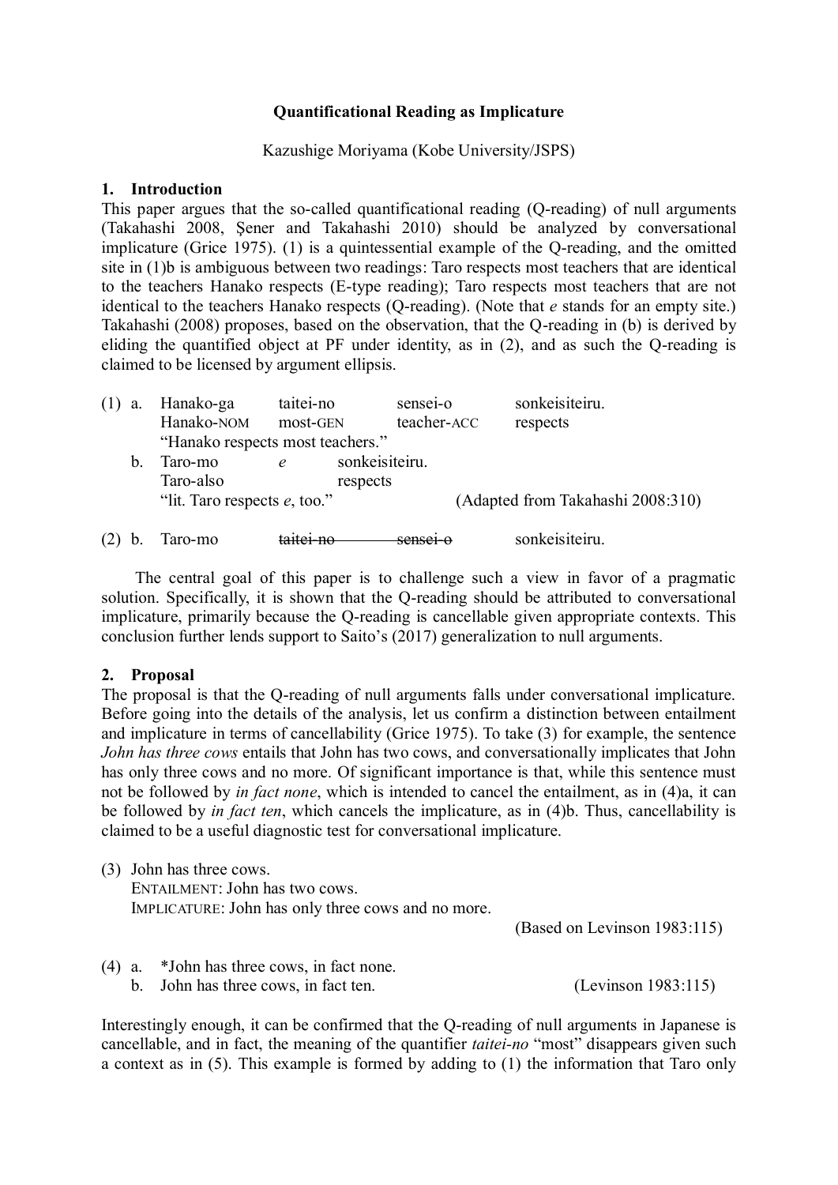**Quantificational Reading as Implicature**

Kazushige Moriyama (Kobe University/JSPS)

## 1. Introduction

This paper argues that the so-called quantificational reading (Q-reading) of null arguments (Takahashi 2008, Şener and Takahashi 2010) should be analyzed by conversational implicature (Grice 1975). (1) is a quintessential example of the Q-reading, and the omitted site in (1)b is ambiguous between two readings: Taro respects most teachers that are identical to the teachers Hanako respects (E-type reading); Taro respects most teachers that are not identical to the teachers Hanako respects (Q-reading). (Note that *e* stands for an empty site.) Takahashi (2008) proposes, based on the observation, that the Q-reading in (b) is derived by eliding the quantified object at PF under identity, as in (2), and as such the Q-reading is claimed to be licensed by argument ellipsis.

(1) a. Hanako-ga  taitei-no  sensei-o  sonkeisiteiru.
  Hanako-NOM  most-GEN  teacher-ACC  respects
  "Hanako respects most teachers."
 b. Taro-mo  *e*  sonkeisiteiru.
  Taro-also  respects
  "lit. Taro respects *e*, too."  (Adapted from Takahashi 2008:310)

(2) b. Taro-mo  ~~taitei-no~~  ~~sensei-o~~  sonkeisiteiru.

The central goal of this paper is to challenge such a view in favor of a pragmatic solution. Specifically, it is shown that the Q-reading should be attributed to conversational implicature, primarily because the Q-reading is cancellable given appropriate contexts. This conclusion further lends support to Saito's (2017) generalization to null arguments.

## 2. Proposal

The proposal is that the Q-reading of null arguments falls under conversational implicature. Before going into the details of the analysis, let us confirm a distinction between entailment and implicature in terms of cancellability (Grice 1975). To take (3) for example, the sentence *John has three cows* entails that John has two cows, and conversationally implicates that John has only three cows and no more. Of significant importance is that, while this sentence must not be followed by *in fact none*, which is intended to cancel the entailment, as in (4)a, it can be followed by *in fact ten*, which cancels the implicature, as in (4)b. Thus, cancellability is claimed to be a useful diagnostic test for conversational implicature.

(3) John has three cows.
 ENTAILMENT: John has two cows.
 IMPLICATURE: John has only three cows and no more.
  (Based on Levinson 1983:115)

(4) a. *John has three cows, in fact none.
 b. John has three cows, in fact ten.  (Levinson 1983:115)

Interestingly enough, it can be confirmed that the Q-reading of null arguments in Japanese is cancellable, and in fact, the meaning of the quantifier *taitei-no* "most" disappears given such a context as in (5). This example is formed by adding to (1) the information that Taro only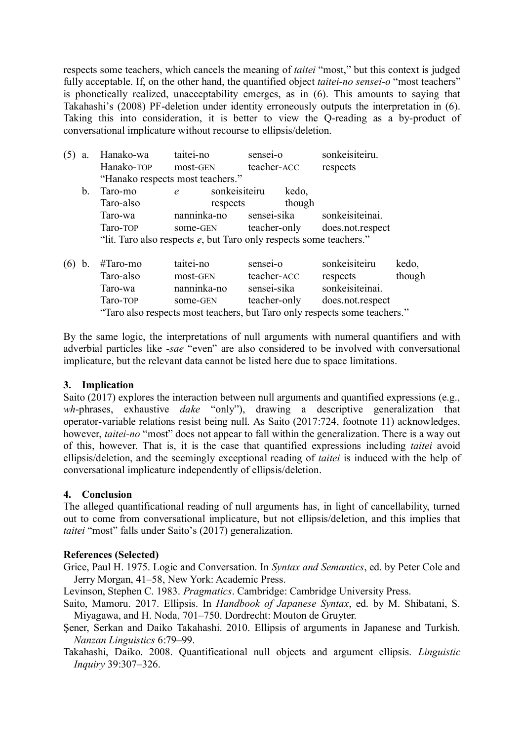respects some teachers, which cancels the meaning of *taitei* "most," but this context is judged fully acceptable. If, on the other hand, the quantified object *taitei-no sensei-o* "most teachers" is phonetically realized, unacceptability emerges, as in (6). This amounts to saying that Takahashi's (2008) PF-deletion under identity erroneously outputs the interpretation in (6). Taking this into consideration, it is better to view the Q-reading as a by-product of conversational implicature without recourse to ellipsis/deletion.

(5) a. Hanako-wa    taitei-no    sensei-o    sonkeisiteiru.
       Hanako-TOP    most-GEN    teacher-ACC    respects
       "Hanako respects most teachers."

  b. Taro-mo    *e*    sonkeisiteiru    kedo,
     Taro-also        respects        though
     Taro-wa    nanninka-no    sensei-sika    sonkeisiteinai.
     Taro-TOP    some-GEN    teacher-only    does.not.respect
     "lit. Taro also respects *e*, but Taro only respects some teachers."

(6) b. #Taro-mo    taitei-no    sensei-o    sonkeisiteiru    kedo,
       Taro-also    most-GEN    teacher-ACC    respects    though
       Taro-wa    nanninka-no    sensei-sika    sonkeisiteinai.
       Taro-TOP    some-GEN    teacher-only    does.not.respect
       "Taro also respects most teachers, but Taro only respects some teachers."

By the same logic, the interpretations of null arguments with numeral quantifiers and with adverbial particles like *-sae* "even" are also considered to be involved with conversational implicature, but the relevant data cannot be listed here due to space limitations.

## 3. Implication

Saito (2017) explores the interaction between null arguments and quantified expressions (e.g., *wh*-phrases, exhaustive *dake* "only"), drawing a descriptive generalization that operator-variable relations resist being null. As Saito (2017:724, footnote 11) acknowledges, however, *taitei-no* "most" does not appear to fall within the generalization. There is a way out of this, however. That is, it is the case that quantified expressions including *taitei* avoid ellipsis/deletion, and the seemingly exceptional reading of *taitei* is induced with the help of conversational implicature independently of ellipsis/deletion.

## 4. Conclusion

The alleged quantificational reading of null arguments has, in light of cancellability, turned out to come from conversational implicature, but not ellipsis/deletion, and this implies that *taitei* "most" falls under Saito's (2017) generalization.

## References (Selected)

Grice, Paul H. 1975. Logic and Conversation. In *Syntax and Semantics*, ed. by Peter Cole and Jerry Morgan, 41–58, New York: Academic Press.

Levinson, Stephen C. 1983. *Pragmatics*. Cambridge: Cambridge University Press.

Saito, Mamoru. 2017. Ellipsis. In *Handbook of Japanese Syntax*, ed. by M. Shibatani, S. Miyagawa, and H. Noda, 701–750. Dordrecht: Mouton de Gruyter.

Şener, Serkan and Daiko Takahashi. 2010. Ellipsis of arguments in Japanese and Turkish. *Nanzan Linguistics* 6:79–99.

Takahashi, Daiko. 2008. Quantificational null objects and argument ellipsis. *Linguistic Inquiry* 39:307–326.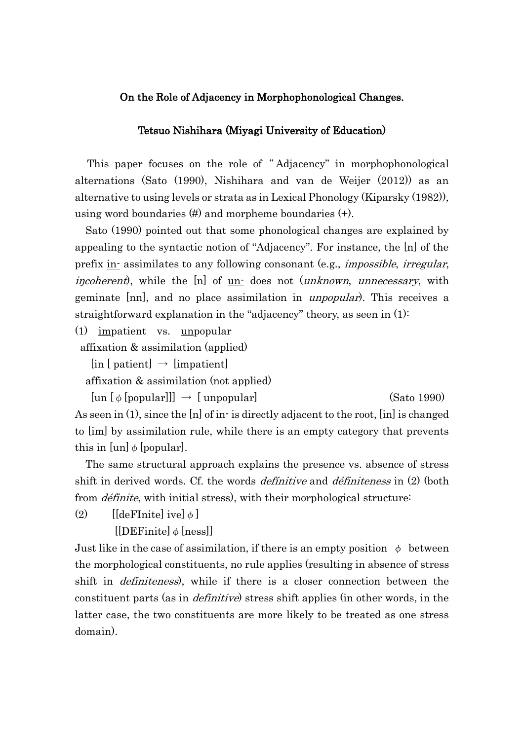**On the Role of Adjacency in Morphophonological Changes.**

**Tetsuo Nishihara (Miyagi University of Education)**

This paper focuses on the role of "Adjacency" in morphophonological alternations (Sato (1990), Nishihara and van de Weijer (2012)) as an alternative to using levels or strata as in Lexical Phonology (Kiparsky (1982)), using word boundaries (#) and morpheme boundaries (+).

Sato (1990) pointed out that some phonological changes are explained by appealing to the syntactic notion of "Adjacency". For instance, the [n] of the prefix <u>in-</u> assimilates to any following consonant (e.g., *impossible*, *irregular*, *iŋcoherent*), while the [n] of <u>un-</u> does not (*unknown*, *unnecessary*, with geminate [nn], and no place assimilation in *unpopular*). This receives a straightforward explanation in the "adjacency" theory, as seen in (1):

(1) <u>im</u>patient vs. <u>un</u>popular

affixation & assimilation (applied)

[in [ patient] → [impatient]

affixation & assimilation (not applied)

[un [ ϕ [popular]]] → [ unpopular] (Sato 1990)

As seen in (1), since the [n] of in- is directly adjacent to the root, [in] is changed to [im] by assimilation rule, while there is an empty category that prevents this in [un] ϕ [popular].

The same structural approach explains the presence vs. absence of stress shift in derived words. Cf. the words *defínitive* and *déﬁniteness* in (2) (both from *déﬁnite*, with initial stress), with their morphological structure:

(2) [[deFInite] ive] ϕ ]

[[DEFinite] ϕ [ness]]

Just like in the case of assimilation, if there is an empty position ϕ between the morphological constituents, no rule applies (resulting in absence of stress shift in *definiteness*), while if there is a closer connection between the constituent parts (as in *definitive*) stress shift applies (in other words, in the latter case, the two constituents are more likely to be treated as one stress domain).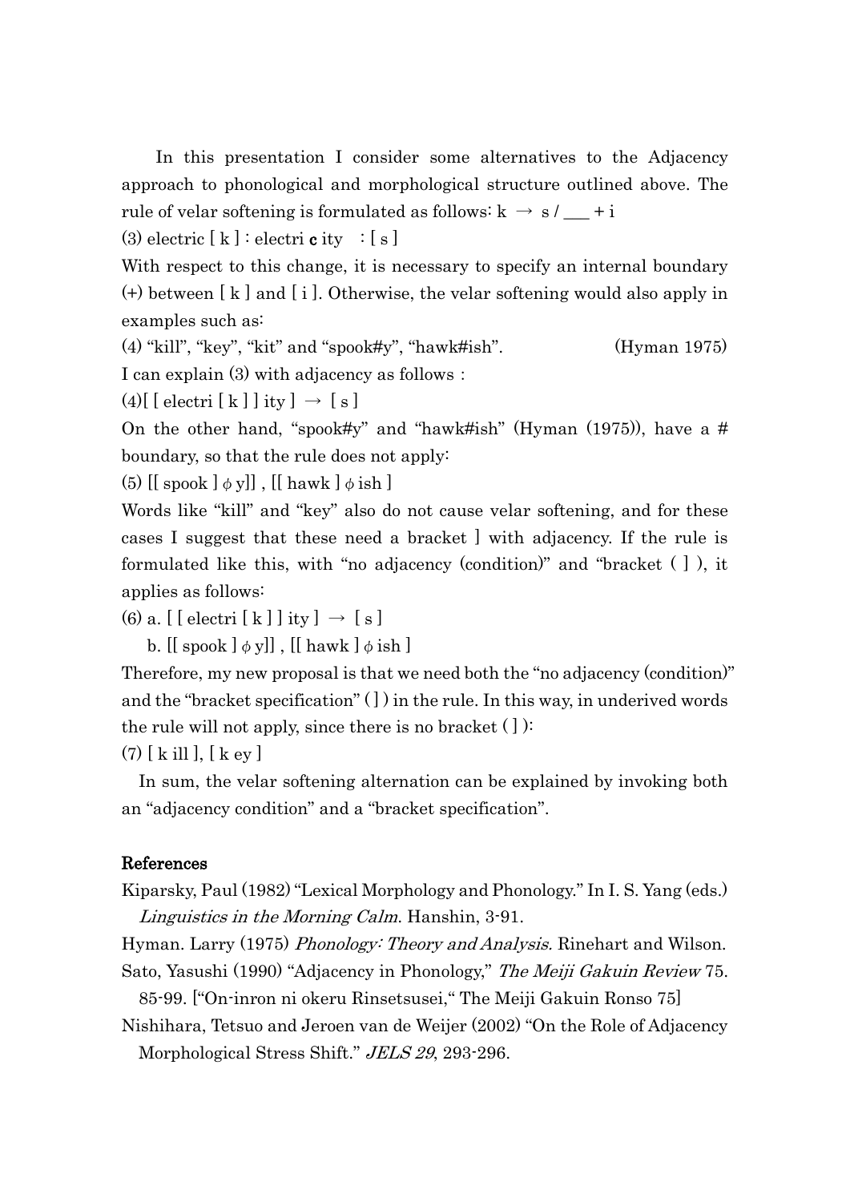In this presentation I consider some alternatives to the Adjacency approach to phonological and morphological structure outlined above. The rule of velar softening is formulated as follows: k → s / ___ + i

(3) electric [ k ] : electri **c** ity : [ s ]

With respect to this change, it is necessary to specify an internal boundary (+) between [ k ] and [ i ]. Otherwise, the velar softening would also apply in examples such as:

(4) "kill", "key", "kit" and "spook#y", "hawk#ish". (Hyman 1975)

I can explain (3) with adjacency as follows :

(4)[ [ electri [ k ] ] ity ] → [ s ]

On the other hand, "spook#y" and "hawk#ish" (Hyman (1975)), have a # boundary, so that the rule does not apply:

(5) [[ spook ] ϕ y]] , [[ hawk ] ϕ ish ]

Words like "kill" and "key" also do not cause velar softening, and for these cases I suggest that these need a bracket ] with adjacency. If the rule is formulated like this, with "no adjacency (condition)" and "bracket ( ] ), it applies as follows:

(6) a. [ [ electri [ k ] ] ity ] → [ s ]

b. [[ spook ] ϕ y]] , [[ hawk ] ϕ ish ]

Therefore, my new proposal is that we need both the "no adjacency (condition)" and the "bracket specification" ( ] ) in the rule. In this way, in underived words the rule will not apply, since there is no bracket ( ] ):

(7) [ k ill ], [ k ey ]

In sum, the velar softening alternation can be explained by invoking both an "adjacency condition" and a "bracket specification".

## References

Kiparsky, Paul (1982) "Lexical Morphology and Phonology." In I. S. Yang (eds.) *Linguistics in the Morning Calm*. Hanshin, 3-91.

Hyman. Larry (1975) *Phonology: Theory and Analysis.* Rinehart and Wilson.

Sato, Yasushi (1990) "Adjacency in Phonology," *The Meiji Gakuin Review* 75. 85-99. ["On-inron ni okeru Rinsetsusei," The Meiji Gakuin Ronso 75]

Nishihara, Tetsuo and Jeroen van de Weijer (2002) "On the Role of Adjacency Morphological Stress Shift." *JELS 29*, 293-296.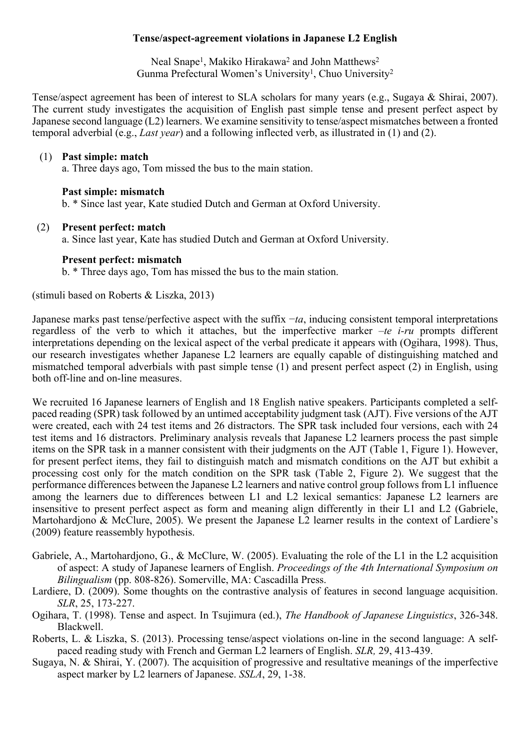# Tense/aspect-agreement violations in Japanese L2 English

Neal Snape[1], Makiko Hirakawa[2] and John Matthews[2]
Gunma Prefectural Women's University[1], Chuo University[2]

Tense/aspect agreement has been of interest to SLA scholars for many years (e.g., Sugaya & Shirai, 2007). The current study investigates the acquisition of English past simple tense and present perfect aspect by Japanese second language (L2) learners. We examine sensitivity to tense/aspect mismatches between a fronted temporal adverbial (e.g., *Last year*) and a following inflected verb, as illustrated in (1) and (2).

(1) **Past simple: match**
a. Three days ago, Tom missed the bus to the main station.

**Past simple: mismatch**
b. * Since last year, Kate studied Dutch and German at Oxford University.

(2) **Present perfect: match**
a. Since last year, Kate has studied Dutch and German at Oxford University.

**Present perfect: mismatch**
b. * Three days ago, Tom has missed the bus to the main station.

(stimuli based on Roberts & Liszka, 2013)

Japanese marks past tense/perfective aspect with the suffix −*ta*, inducing consistent temporal interpretations regardless of the verb to which it attaches, but the imperfective marker –*te i-ru* prompts different interpretations depending on the lexical aspect of the verbal predicate it appears with (Ogihara, 1998). Thus, our research investigates whether Japanese L2 learners are equally capable of distinguishing matched and mismatched temporal adverbials with past simple tense (1) and present perfect aspect (2) in English, using both off-line and on-line measures.

We recruited 16 Japanese learners of English and 18 English native speakers. Participants completed a self-paced reading (SPR) task followed by an untimed acceptability judgment task (AJT). Five versions of the AJT were created, each with 24 test items and 26 distractors. The SPR task included four versions, each with 24 test items and 16 distractors. Preliminary analysis reveals that Japanese L2 learners process the past simple items on the SPR task in a manner consistent with their judgments on the AJT (Table 1, Figure 1). However, for present perfect items, they fail to distinguish match and mismatch conditions on the AJT but exhibit a processing cost only for the match condition on the SPR task (Table 2, Figure 2). We suggest that the performance differences between the Japanese L2 learners and native control group follows from L1 influence among the learners due to differences between L1 and L2 lexical semantics: Japanese L2 learners are insensitive to present perfect aspect as form and meaning align differently in their L1 and L2 (Gabriele, Martohardjono & McClure, 2005). We present the Japanese L2 learner results in the context of Lardiere's (2009) feature reassembly hypothesis.

Gabriele, A., Martohardjono, G., & McClure, W. (2005). Evaluating the role of the L1 in the L2 acquisition of aspect: A study of Japanese learners of English. *Proceedings of the 4th International Symposium on Bilingualism* (pp. 808-826). Somerville, MA: Cascadilla Press.

Lardiere, D. (2009). Some thoughts on the contrastive analysis of features in second language acquisition. *SLR*, 25, 173-227.

Ogihara, T. (1998). Tense and aspect. In Tsujimura (ed.), *The Handbook of Japanese Linguistics*, 326-348. Blackwell.

Roberts, L. & Liszka, S. (2013). Processing tense/aspect violations on-line in the second language: A self-paced reading study with French and German L2 learners of English. *SLR,* 29, 413-439.

Sugaya, N. & Shirai, Y. (2007). The acquisition of progressive and resultative meanings of the imperfective aspect marker by L2 learners of Japanese. *SSLA*, 29, 1-38.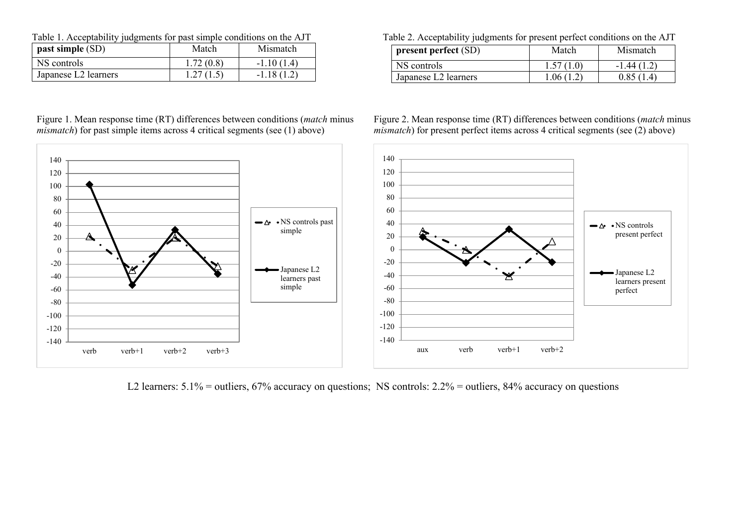Table 1. Acceptability judgments for past simple conditions on the AJT

| **past simple** (SD) | Match | Mismatch |
|---|---|---|
| NS controls | 1.72 (0.8) | -1.10 (1.4) |
| Japanese L2 learners | 1.27 (1.5) | -1.18 (1.2) |

Table 2. Acceptability judgments for present perfect conditions on the AJT

| **present perfect** (SD) | Match | Mismatch |
|---|---|---|
| NS controls | 1.57 (1.0) | -1.44 (1.2) |
| Japanese L2 learners | 1.06 (1.2) | 0.85 (1.4) |

Figure 1. Mean response time (RT) differences between conditions (*match* minus *mismatch*) for past simple items across 4 critical segments (see (1) above)

140
120
100
80
60
40
20
0
-20
-40
-60
-80
-100
-120
-140

verb
verb+1
verb+2
verb+3

NS controls past simple
Japanese L2 learners past simple

Figure 2. Mean response time (RT) differences between conditions (*match* minus *mismatch*) for present perfect items across 4 critical segments (see (2) above)

140
120
100
80
60
40
20
0
-20
-40
-60
-80
-100
-120
-140

aux
verb
verb+1
verb+2

NS controls present perfect
Japanese L2 learners present perfect

L2 learners: 5.1% = outliers, 67% accuracy on questions; NS controls: 2.2% = outliers, 84% accuracy on questions